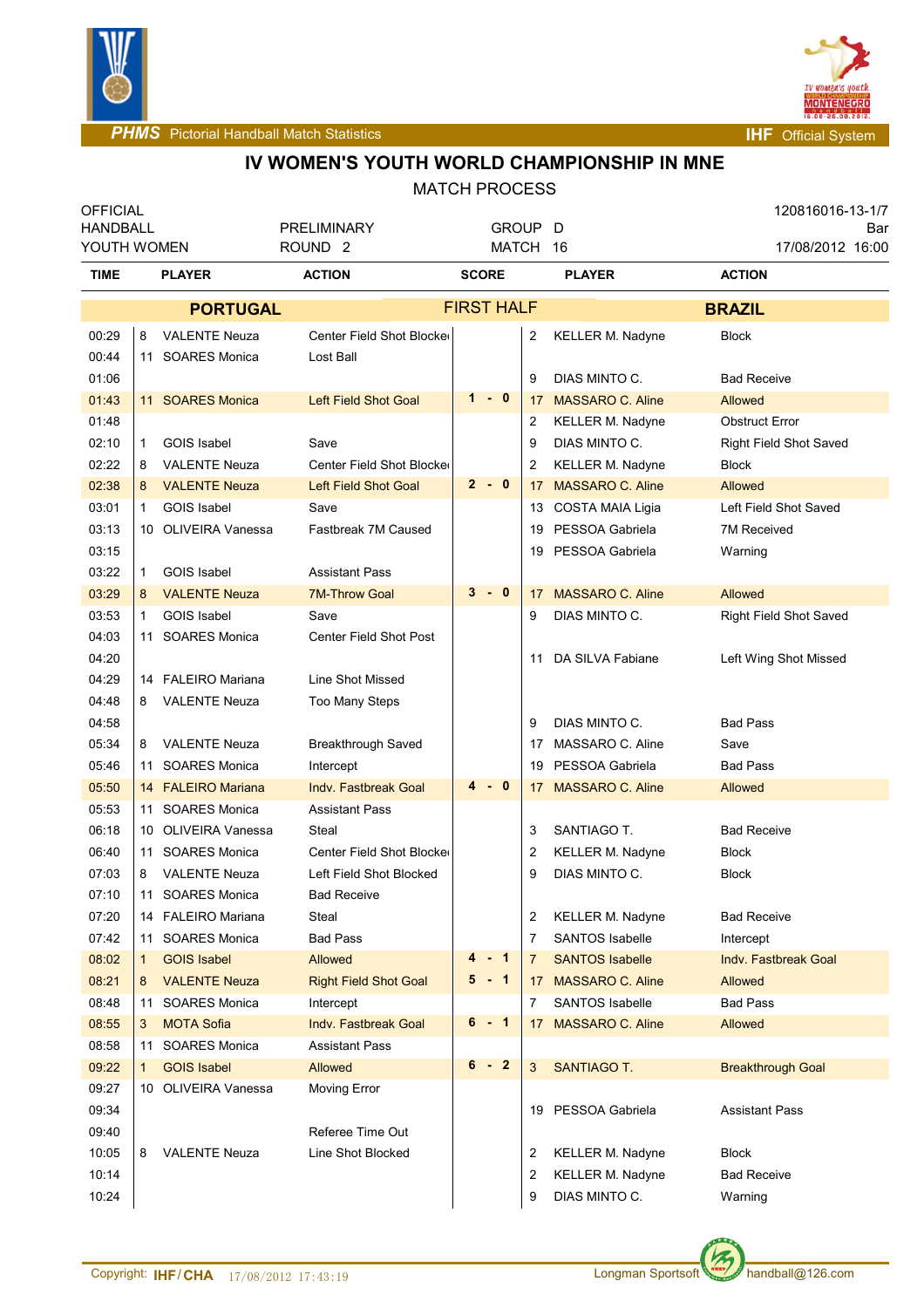**PHMS** Pictorial Handball Match Statistics — **IHF** Official System

# IV WOMEN'S YOUTH WORLD CHAMPIONSHIP IN MNE

MATCH PROCESS

| OFFICIAL | | | 120816016-13-1/7 |
|---|---|---|---|
| HANDBALL | PRELIMINARY | GROUP D | Bar |
| YOUTH WOMEN | ROUND 2 | MATCH 16 | 17/08/2012 16:00 |

| TIME | | PLAYER | ACTION | SCORE | | PLAYER | ACTION |
|---|---|---|---|---|---|---|---|
| | | **PORTUGAL** | | **FIRST HALF** | | | **BRAZIL** |
| 00:29 | 8 | VALENTE Neuza | Center Field Shot Blocked | | 2 | KELLER M. Nadyne | Block |
| 00:44 | 11 | SOARES Monica | Lost Ball | | | | |
| 01:06 | | | | | 9 | DIAS MINTO C. | Bad Receive |
| 01:43 | 11 | SOARES Monica | Left Field Shot Goal | 1 - 0 | 17 | MASSARO C. Aline | Allowed |
| 01:48 | | | | | 2 | KELLER M. Nadyne | Obstruct Error |
| 02:10 | 1 | GOIS Isabel | Save | | 9 | DIAS MINTO C. | Right Field Shot Saved |
| 02:22 | 8 | VALENTE Neuza | Center Field Shot Blocked | | 2 | KELLER M. Nadyne | Block |
| 02:38 | 8 | VALENTE Neuza | Left Field Shot Goal | 2 - 0 | 17 | MASSARO C. Aline | Allowed |
| 03:01 | 1 | GOIS Isabel | Save | | 13 | COSTA MAIA Ligia | Left Field Shot Saved |
| 03:13 | 10 | OLIVEIRA Vanessa | Fastbreak 7M Caused | | 19 | PESSOA Gabriela | 7M Received |
| 03:15 | | | | | 19 | PESSOA Gabriela | Warning |
| 03:22 | 1 | GOIS Isabel | Assistant Pass | | | | |
| 03:29 | 8 | VALENTE Neuza | 7M-Throw Goal | 3 - 0 | 17 | MASSARO C. Aline | Allowed |
| 03:53 | 1 | GOIS Isabel | Save | | 9 | DIAS MINTO C. | Right Field Shot Saved |
| 04:03 | 11 | SOARES Monica | Center Field Shot Post | | | | |
| 04:20 | | | | | 11 | DA SILVA Fabiane | Left Wing Shot Missed |
| 04:29 | 14 | FALEIRO Mariana | Line Shot Missed | | | | |
| 04:48 | 8 | VALENTE Neuza | Too Many Steps | | | | |
| 04:58 | | | | | 9 | DIAS MINTO C. | Bad Pass |
| 05:34 | 8 | VALENTE Neuza | Breakthrough Saved | | 17 | MASSARO C. Aline | Save |
| 05:46 | 11 | SOARES Monica | Intercept | | 19 | PESSOA Gabriela | Bad Pass |
| 05:50 | 14 | FALEIRO Mariana | Indv. Fastbreak Goal | 4 - 0 | 17 | MASSARO C. Aline | Allowed |
| 05:53 | 11 | SOARES Monica | Assistant Pass | | | | |
| 06:18 | 10 | OLIVEIRA Vanessa | Steal | | 3 | SANTIAGO T. | Bad Receive |
| 06:40 | 11 | SOARES Monica | Center Field Shot Blocked | | 2 | KELLER M. Nadyne | Block |
| 07:03 | 8 | VALENTE Neuza | Left Field Shot Blocked | | 9 | DIAS MINTO C. | Block |
| 07:10 | 11 | SOARES Monica | Bad Receive | | | | |
| 07:20 | 14 | FALEIRO Mariana | Steal | | 2 | KELLER M. Nadyne | Bad Receive |
| 07:42 | 11 | SOARES Monica | Bad Pass | | 7 | SANTOS Isabelle | Intercept |
| 08:02 | 1 | GOIS Isabel | Allowed | 4 - 1 | 7 | SANTOS Isabelle | Indv. Fastbreak Goal |
| 08:21 | 8 | VALENTE Neuza | Right Field Shot Goal | 5 - 1 | 17 | MASSARO C. Aline | Allowed |
| 08:48 | 11 | SOARES Monica | Intercept | | 7 | SANTOS Isabelle | Bad Pass |
| 08:55 | 3 | MOTA Sofia | Indv. Fastbreak Goal | 6 - 1 | 17 | MASSARO C. Aline | Allowed |
| 08:58 | 11 | SOARES Monica | Assistant Pass | | | | |
| 09:22 | 1 | GOIS Isabel | Allowed | 6 - 2 | 3 | SANTIAGO T. | Breakthrough Goal |
| 09:27 | 10 | OLIVEIRA Vanessa | Moving Error | | | | |
| 09:34 | | | | | 19 | PESSOA Gabriela | Assistant Pass |
| 09:40 | | | Referee Time Out | | | | |
| 10:05 | 8 | VALENTE Neuza | Line Shot Blocked | | 2 | KELLER M. Nadyne | Block |
| 10:14 | | | | | 2 | KELLER M. Nadyne | Bad Receive |
| 10:24 | | | | | 9 | DIAS MINTO C. | Warning |

Copyright: IHF/CHA 17/08/2012 17:43:19 — Longman Sportsoft handball@126.com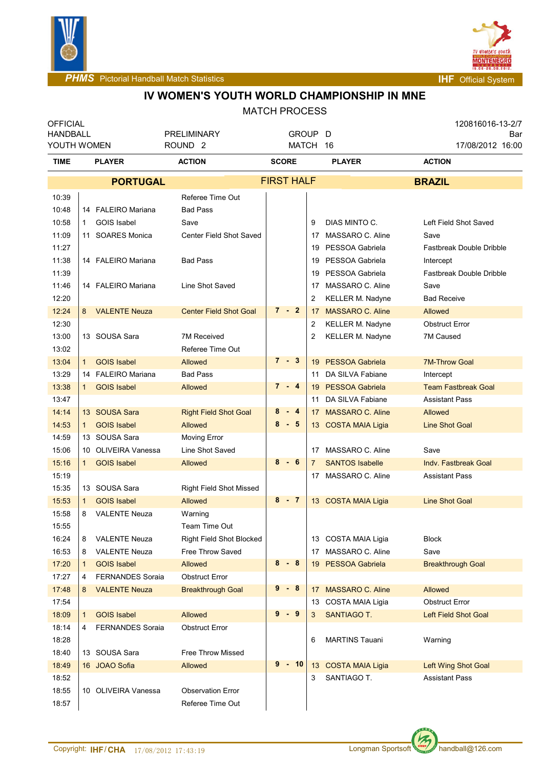# IV WOMEN'S YOUTH WORLD CHAMPIONSHIP IN MNE

MATCH PROCESS

| OFFICIAL | | | 120816016-13-2/7 |
|---|---|---|---|
| HANDBALL | PRELIMINARY | GROUP D | Bar |
| YOUTH WOMEN | ROUND 2 | MATCH 16 | 17/08/2012 16:00 |

| TIME | PLAYER | | ACTION | SCORE | PLAYER | | ACTION |
|---|---|---|---|---|---|---|---|
| | **PORTUGAL** | | | **FIRST HALF** | **BRAZIL** | | |
| 10:39 | | | Referee Time Out | | | | |
| 10:48 | 14 | FALEIRO Mariana | Bad Pass | | | | |
| 10:58 | 1 | GOIS Isabel | Save | | 9 | DIAS MINTO C. | Left Field Shot Saved |
| 11:09 | 11 | SOARES Monica | Center Field Shot Saved | | 17 | MASSARO C. Aline | Save |
| 11:27 | | | | | 19 | PESSOA Gabriela | Fastbreak Double Dribble |
| 11:38 | 14 | FALEIRO Mariana | Bad Pass | | 19 | PESSOA Gabriela | Intercept |
| 11:39 | | | | | 19 | PESSOA Gabriela | Fastbreak Double Dribble |
| 11:46 | 14 | FALEIRO Mariana | Line Shot Saved | | 17 | MASSARO C. Aline | Save |
| 12:20 | | | | | 2 | KELLER M. Nadyne | Bad Receive |
| 12:24 | 8 | VALENTE Neuza | Center Field Shot Goal | 7 - 2 | 17 | MASSARO C. Aline | Allowed |
| 12:30 | | | | | 2 | KELLER M. Nadyne | Obstruct Error |
| 13:00 | 13 | SOUSA Sara | 7M Received | | 2 | KELLER M. Nadyne | 7M Caused |
| 13:02 | | | Referee Time Out | | | | |
| 13:04 | 1 | GOIS Isabel | Allowed | 7 - 3 | 19 | PESSOA Gabriela | 7M-Throw Goal |
| 13:29 | 14 | FALEIRO Mariana | Bad Pass | | 11 | DA SILVA Fabiane | Intercept |
| 13:38 | 1 | GOIS Isabel | Allowed | 7 - 4 | 19 | PESSOA Gabriela | Team Fastbreak Goal |
| 13:47 | | | | | 11 | DA SILVA Fabiane | Assistant Pass |
| 14:14 | 13 | SOUSA Sara | Right Field Shot Goal | 8 - 4 | 17 | MASSARO C. Aline | Allowed |
| 14:53 | 1 | GOIS Isabel | Allowed | 8 - 5 | 13 | COSTA MAIA Ligia | Line Shot Goal |
| 14:59 | 13 | SOUSA Sara | Moving Error | | | | |
| 15:06 | 10 | OLIVEIRA Vanessa | Line Shot Saved | | 17 | MASSARO C. Aline | Save |
| 15:16 | 1 | GOIS Isabel | Allowed | 8 - 6 | 7 | SANTOS Isabelle | Indv. Fastbreak Goal |
| 15:19 | | | | | 17 | MASSARO C. Aline | Assistant Pass |
| 15:35 | 13 | SOUSA Sara | Right Field Shot Missed | | | | |
| 15:53 | 1 | GOIS Isabel | Allowed | 8 - 7 | 13 | COSTA MAIA Ligia | Line Shot Goal |
| 15:58 | 8 | VALENTE Neuza | Warning | | | | |
| 15:55 | | | Team Time Out | | | | |
| 16:24 | 8 | VALENTE Neuza | Right Field Shot Blocked | | 13 | COSTA MAIA Ligia | Block |
| 16:53 | 8 | VALENTE Neuza | Free Throw Saved | | 17 | MASSARO C. Aline | Save |
| 17:20 | 1 | GOIS Isabel | Allowed | 8 - 8 | 19 | PESSOA Gabriela | Breakthrough Goal |
| 17:27 | 4 | FERNANDES Soraia | Obstruct Error | | | | |
| 17:48 | 8 | VALENTE Neuza | Breakthrough Goal | 9 - 8 | 17 | MASSARO C. Aline | Allowed |
| 17:54 | | | | | 13 | COSTA MAIA Ligia | Obstruct Error |
| 18:09 | 1 | GOIS Isabel | Allowed | 9 - 9 | 3 | SANTIAGO T. | Left Field Shot Goal |
| 18:14 | 4 | FERNANDES Soraia | Obstruct Error | | | | |
| 18:28 | | | | | 6 | MARTINS Tauani | Warning |
| 18:40 | 13 | SOUSA Sara | Free Throw Missed | | | | |
| 18:49 | 16 | JOAO Sofia | Allowed | 9 - 10 | 13 | COSTA MAIA Ligia | Left Wing Shot Goal |
| 18:52 | | | | | 3 | SANTIAGO T. | Assistant Pass |
| 18:55 | 10 | OLIVEIRA Vanessa | Observation Error | | | | |
| 18:57 | | | Referee Time Out | | | | |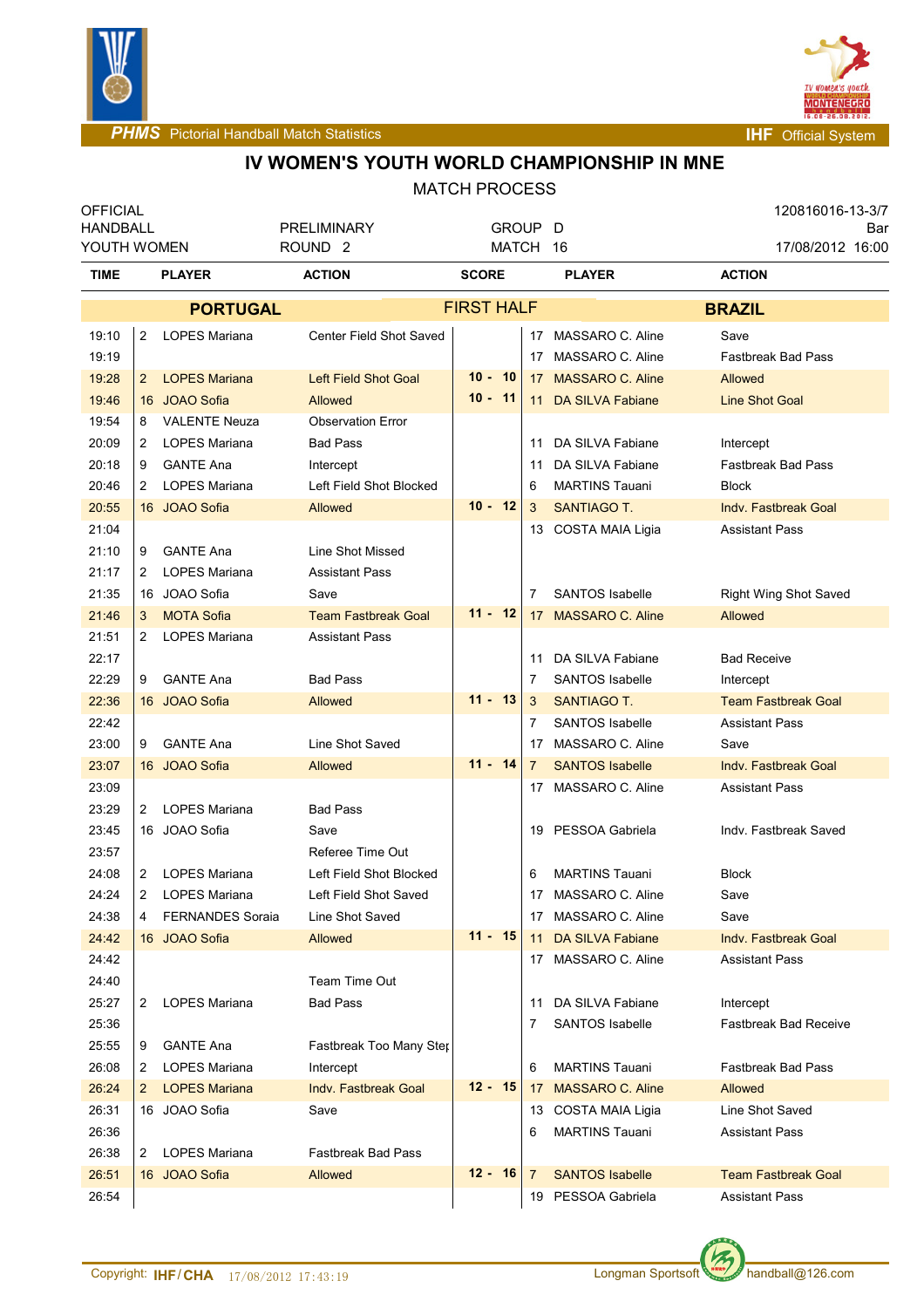# IV WOMEN'S YOUTH WORLD CHAMPIONSHIP IN MNE

MATCH PROCESS

| OFFICIAL | | | 120816016-13-3/7 |
|---|---|---|---|
| HANDBALL | PRELIMINARY | GROUP D | Bar |
| YOUTH WOMEN | ROUND 2 | MATCH 16 | 17/08/2012 16:00 |

| TIME | | PLAYER | ACTION | SCORE | | PLAYER | ACTION |
|---|---|---|---|---|---|---|---|
| | | **PORTUGAL** | | FIRST HALF | | | **BRAZIL** |
| 19:10 | 2 | LOPES Mariana | Center Field Shot Saved | | 17 | MASSARO C. Aline | Save |
| 19:19 | | | | | 17 | MASSARO C. Aline | Fastbreak Bad Pass |
| 19:28 | 2 | LOPES Mariana | Left Field Shot Goal | 10 - 10 | 17 | MASSARO C. Aline | Allowed |
| 19:46 | 16 | JOAO Sofia | Allowed | 10 - 11 | 11 | DA SILVA Fabiane | Line Shot Goal |
| 19:54 | 8 | VALENTE Neuza | Observation Error | | | | |
| 20:09 | 2 | LOPES Mariana | Bad Pass | | 11 | DA SILVA Fabiane | Intercept |
| 20:18 | 9 | GANTE Ana | Intercept | | 11 | DA SILVA Fabiane | Fastbreak Bad Pass |
| 20:46 | 2 | LOPES Mariana | Left Field Shot Blocked | | 6 | MARTINS Tauani | Block |
| 20:55 | 16 | JOAO Sofia | Allowed | 10 - 12 | 3 | SANTIAGO T. | Indv. Fastbreak Goal |
| 21:04 | | | | | 13 | COSTA MAIA Ligia | Assistant Pass |
| 21:10 | 9 | GANTE Ana | Line Shot Missed | | | | |
| 21:17 | 2 | LOPES Mariana | Assistant Pass | | | | |
| 21:35 | 16 | JOAO Sofia | Save | | 7 | SANTOS Isabelle | Right Wing Shot Saved |
| 21:46 | 3 | MOTA Sofia | Team Fastbreak Goal | 11 - 12 | 17 | MASSARO C. Aline | Allowed |
| 21:51 | 2 | LOPES Mariana | Assistant Pass | | | | |
| 22:17 | | | | | 11 | DA SILVA Fabiane | Bad Receive |
| 22:29 | 9 | GANTE Ana | Bad Pass | | 7 | SANTOS Isabelle | Intercept |
| 22:36 | 16 | JOAO Sofia | Allowed | 11 - 13 | 3 | SANTIAGO T. | Team Fastbreak Goal |
| 22:42 | | | | | 7 | SANTOS Isabelle | Assistant Pass |
| 23:00 | 9 | GANTE Ana | Line Shot Saved | | 17 | MASSARO C. Aline | Save |
| 23:07 | 16 | JOAO Sofia | Allowed | 11 - 14 | 7 | SANTOS Isabelle | Indv. Fastbreak Goal |
| 23:09 | | | | | 17 | MASSARO C. Aline | Assistant Pass |
| 23:29 | 2 | LOPES Mariana | Bad Pass | | | | |
| 23:45 | 16 | JOAO Sofia | Save | | 19 | PESSOA Gabriela | Indv. Fastbreak Saved |
| 23:57 | | | Referee Time Out | | | | |
| 24:08 | 2 | LOPES Mariana | Left Field Shot Blocked | | 6 | MARTINS Tauani | Block |
| 24:24 | 2 | LOPES Mariana | Left Field Shot Saved | | 17 | MASSARO C. Aline | Save |
| 24:38 | 4 | FERNANDES Soraia | Line Shot Saved | | 17 | MASSARO C. Aline | Save |
| 24:42 | 16 | JOAO Sofia | Allowed | 11 - 15 | 11 | DA SILVA Fabiane | Indv. Fastbreak Goal |
| 24:42 | | | | | 17 | MASSARO C. Aline | Assistant Pass |
| 24:40 | | | Team Time Out | | | | |
| 25:27 | 2 | LOPES Mariana | Bad Pass | | 11 | DA SILVA Fabiane | Intercept |
| 25:36 | | | | | 7 | SANTOS Isabelle | Fastbreak Bad Receive |
| 25:55 | 9 | GANTE Ana | Fastbreak Too Many Step | | | | |
| 26:08 | 2 | LOPES Mariana | Intercept | | 6 | MARTINS Tauani | Fastbreak Bad Pass |
| 26:24 | 2 | LOPES Mariana | Indv. Fastbreak Goal | 12 - 15 | 17 | MASSARO C. Aline | Allowed |
| 26:31 | 16 | JOAO Sofia | Save | | 13 | COSTA MAIA Ligia | Line Shot Saved |
| 26:36 | | | | | 6 | MARTINS Tauani | Assistant Pass |
| 26:38 | 2 | LOPES Mariana | Fastbreak Bad Pass | | | | |
| 26:51 | 16 | JOAO Sofia | Allowed | 12 - 16 | 7 | SANTOS Isabelle | Team Fastbreak Goal |
| 26:54 | | | | | 19 | PESSOA Gabriela | Assistant Pass |

Copyright: IHF/CHA 17/08/2012 17:43:19 Longman Sportsoft handball@126.com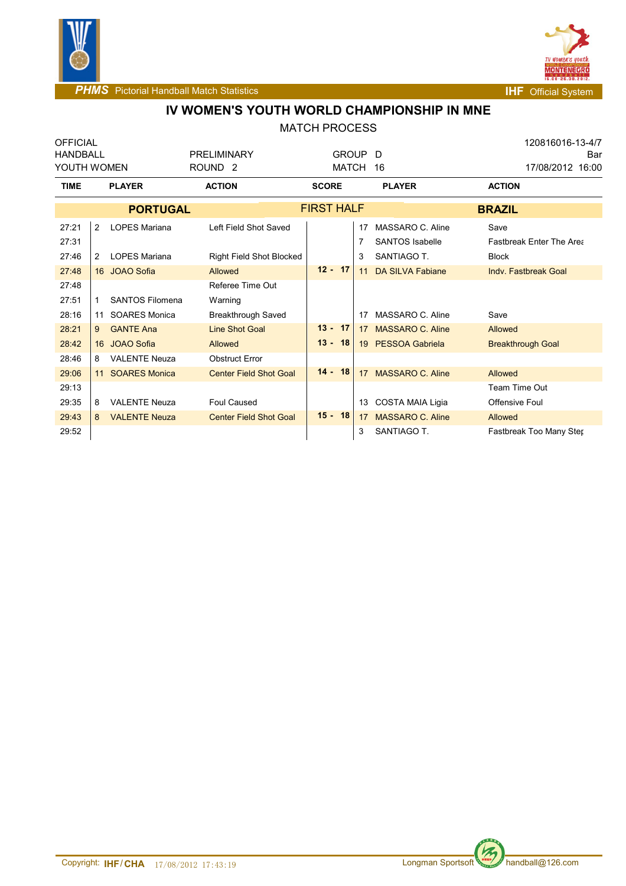# IV WOMEN'S YOUTH WORLD CHAMPIONSHIP IN MNE

MATCH PROCESS

| OFFICIAL | | | 120816016-13-4/7 |
|---|---|---|---|
| HANDBALL | PRELIMINARY | GROUP D | Bar |
| YOUTH WOMEN | ROUND 2 | MATCH 16 | 17/08/2012 16:00 |

| TIME | | PLAYER | ACTION | SCORE | | PLAYER | ACTION |
|---|---|---|---|---|---|---|---|
| | | **PORTUGAL** | | FIRST HALF | | **BRAZIL** | |
| 27:21 | 2 | LOPES Mariana | Left Field Shot Saved | | 17 | MASSARO C. Aline | Save |
| 27:31 | | | | | 7 | SANTOS Isabelle | Fastbreak Enter The Area |
| 27:46 | 2 | LOPES Mariana | Right Field Shot Blocked | | 3 | SANTIAGO T. | Block |
| 27:48 | 16 | JOAO Sofia | Allowed | 12 - 17 | 11 | DA SILVA Fabiane | Indv. Fastbreak Goal |
| 27:48 | | | Referee Time Out | | | | |
| 27:51 | 1 | SANTOS Filomena | Warning | | | | |
| 28:16 | 11 | SOARES Monica | Breakthrough Saved | | 17 | MASSARO C. Aline | Save |
| 28:21 | 9 | GANTE Ana | Line Shot Goal | 13 - 17 | 17 | MASSARO C. Aline | Allowed |
| 28:42 | 16 | JOAO Sofia | Allowed | 13 - 18 | 19 | PESSOA Gabriela | Breakthrough Goal |
| 28:46 | 8 | VALENTE Neuza | Obstruct Error | | | | |
| 29:06 | 11 | SOARES Monica | Center Field Shot Goal | 14 - 18 | 17 | MASSARO C. Aline | Allowed |
| 29:13 | | | | | | | Team Time Out |
| 29:35 | 8 | VALENTE Neuza | Foul Caused | | 13 | COSTA MAIA Ligia | Offensive Foul |
| 29:43 | 8 | VALENTE Neuza | Center Field Shot Goal | 15 - 18 | 17 | MASSARO C. Aline | Allowed |
| 29:52 | | | | | 3 | SANTIAGO T. | Fastbreak Too Many Step |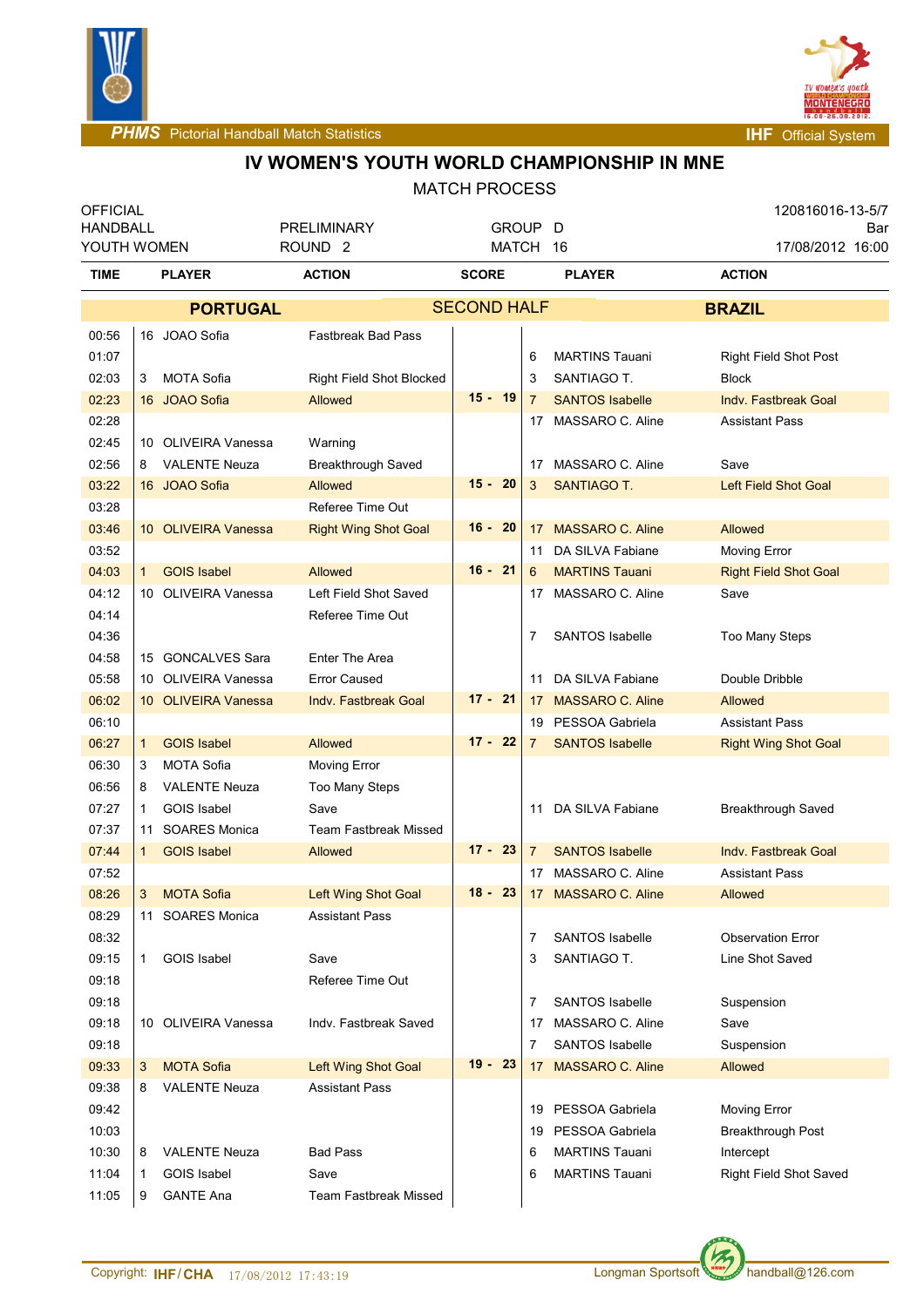# IV WOMEN'S YOUTH WORLD CHAMPIONSHIP IN MNE

## MATCH PROCESS

| OFFICIAL | | | 120816016-13-5/7 |
|---|---|---|---|
| HANDBALL | PRELIMINARY | GROUP D | Bar |
| YOUTH WOMEN | ROUND 2 | MATCH 16 | 17/08/2012 16:00 |

**SECOND HALF** — PORTUGAL vs BRAZIL

| TIME | PLAYER (PORTUGAL) | ACTION | SCORE | PLAYER (BRAZIL) | ACTION |
|---|---|---|---|---|---|
| 00:56 | 16 JOAO Sofia | Fastbreak Bad Pass | | | |
| 01:07 | | | | 6 MARTINS Tauani | Right Field Shot Post |
| 02:03 | 3 MOTA Sofia | Right Field Shot Blocked | | 3 SANTIAGO T. | Block |
| 02:23 | 16 JOAO Sofia | Allowed | 15 - 19 | 7 SANTOS Isabelle | Indv. Fastbreak Goal |
| 02:28 | | | | 17 MASSARO C. Aline | Assistant Pass |
| 02:45 | 10 OLIVEIRA Vanessa | Warning | | | |
| 02:56 | 8 VALENTE Neuza | Breakthrough Saved | | 17 MASSARO C. Aline | Save |
| 03:22 | 16 JOAO Sofia | Allowed | 15 - 20 | 3 SANTIAGO T. | Left Field Shot Goal |
| 03:28 | | Referee Time Out | | | |
| 03:46 | 10 OLIVEIRA Vanessa | Right Wing Shot Goal | 16 - 20 | 17 MASSARO C. Aline | Allowed |
| 03:52 | | | | 11 DA SILVA Fabiane | Moving Error |
| 04:03 | 1 GOIS Isabel | Allowed | 16 - 21 | 6 MARTINS Tauani | Right Field Shot Goal |
| 04:12 | 10 OLIVEIRA Vanessa | Left Field Shot Saved | | 17 MASSARO C. Aline | Save |
| 04:14 | | Referee Time Out | | | |
| 04:36 | | | | 7 SANTOS Isabelle | Too Many Steps |
| 04:58 | 15 GONCALVES Sara | Enter The Area | | | |
| 05:58 | 10 OLIVEIRA Vanessa | Error Caused | | 11 DA SILVA Fabiane | Double Dribble |
| 06:02 | 10 OLIVEIRA Vanessa | Indv. Fastbreak Goal | 17 - 21 | 17 MASSARO C. Aline | Allowed |
| 06:10 | | | | 19 PESSOA Gabriela | Assistant Pass |
| 06:27 | 1 GOIS Isabel | Allowed | 17 - 22 | 7 SANTOS Isabelle | Right Wing Shot Goal |
| 06:30 | 3 MOTA Sofia | Moving Error | | | |
| 06:56 | 8 VALENTE Neuza | Too Many Steps | | | |
| 07:27 | 1 GOIS Isabel | Save | | 11 DA SILVA Fabiane | Breakthrough Saved |
| 07:37 | 11 SOARES Monica | Team Fastbreak Missed | | | |
| 07:44 | 1 GOIS Isabel | Allowed | 17 - 23 | 7 SANTOS Isabelle | Indv. Fastbreak Goal |
| 07:52 | | | | 17 MASSARO C. Aline | Assistant Pass |
| 08:26 | 3 MOTA Sofia | Left Wing Shot Goal | 18 - 23 | 17 MASSARO C. Aline | Allowed |
| 08:29 | 11 SOARES Monica | Assistant Pass | | | |
| 08:32 | | | | 7 SANTOS Isabelle | Observation Error |
| 09:15 | 1 GOIS Isabel | Save | | 3 SANTIAGO T. | Line Shot Saved |
| 09:18 | | Referee Time Out | | | |
| 09:18 | | | | 7 SANTOS Isabelle | Suspension |
| 09:18 | 10 OLIVEIRA Vanessa | Indv. Fastbreak Saved | | 17 MASSARO C. Aline | Save |
| 09:18 | | | | 7 SANTOS Isabelle | Suspension |
| 09:33 | 3 MOTA Sofia | Left Wing Shot Goal | 19 - 23 | 17 MASSARO C. Aline | Allowed |
| 09:38 | 8 VALENTE Neuza | Assistant Pass | | | |
| 09:42 | | | | 19 PESSOA Gabriela | Moving Error |
| 10:03 | | | | 19 PESSOA Gabriela | Breakthrough Post |
| 10:30 | 8 VALENTE Neuza | Bad Pass | | 6 MARTINS Tauani | Intercept |
| 11:04 | 1 GOIS Isabel | Save | | 6 MARTINS Tauani | Right Field Shot Saved |
| 11:05 | 9 GANTE Ana | Team Fastbreak Missed | | | |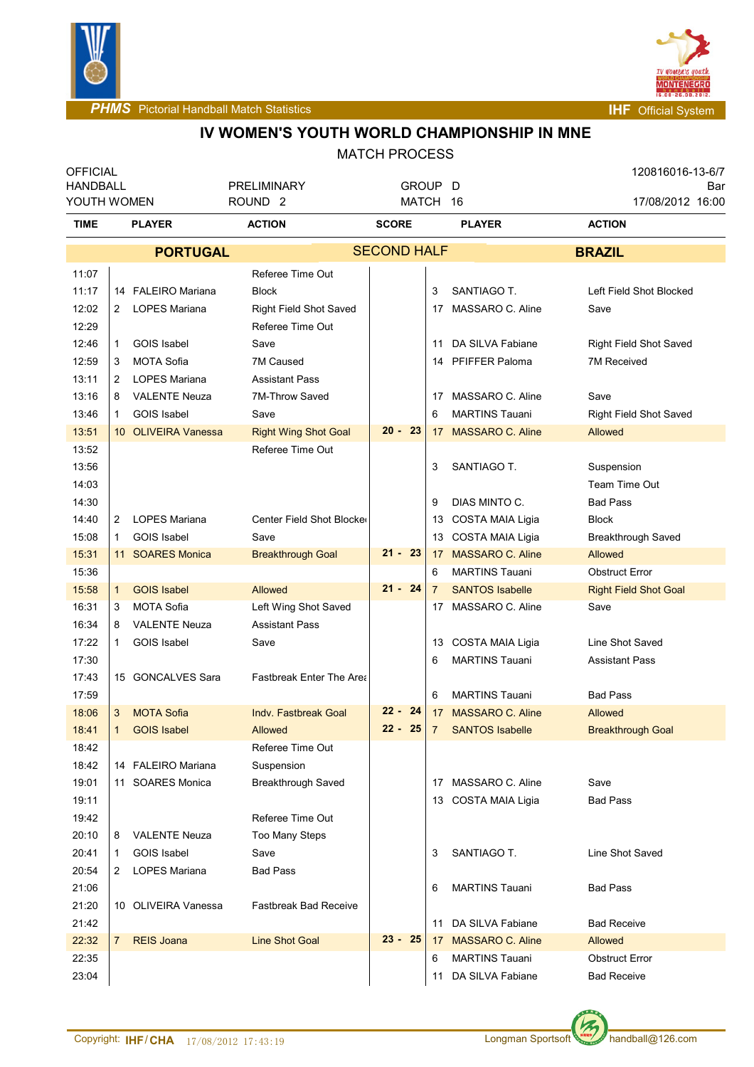PHMS Pictorial Handball Match Statistics — IHF Official System

# IV WOMEN'S YOUTH WORLD CHAMPIONSHIP IN MNE

MATCH PROCESS

| OFFICIAL HANDBALL YOUTH WOMEN | PRELIMINARY ROUND 2 | GROUP D MATCH 16 | 120816016-13-6/7 Bar 17/08/2012 16:00 |
|---|---|---|---|

## PORTUGAL — SECOND HALF — BRAZIL

| TIME | No. | PLAYER | ACTION | SCORE | No. | PLAYER | ACTION |
|---|---|---|---|---|---|---|---|
| 11:07 | | | Referee Time Out | | | | |
| 11:17 | 14 | FALEIRO Mariana | Block | | 3 | SANTIAGO T. | Left Field Shot Blocked |
| 12:02 | 2 | LOPES Mariana | Right Field Shot Saved | | 17 | MASSARO C. Aline | Save |
| 12:29 | | | Referee Time Out | | | | |
| 12:46 | 1 | GOIS Isabel | Save | | 11 | DA SILVA Fabiane | Right Field Shot Saved |
| 12:59 | 3 | MOTA Sofia | 7M Caused | | 14 | PFIFFER Paloma | 7M Received |
| 13:11 | 2 | LOPES Mariana | Assistant Pass | | | | |
| 13:16 | 8 | VALENTE Neuza | 7M-Throw Saved | | 17 | MASSARO C. Aline | Save |
| 13:46 | 1 | GOIS Isabel | Save | | 6 | MARTINS Tauani | Right Field Shot Saved |
| 13:51 | 10 | OLIVEIRA Vanessa | Right Wing Shot Goal | 20 - 23 | 17 | MASSARO C. Aline | Allowed |
| 13:52 | | | Referee Time Out | | | | |
| 13:56 | | | | | 3 | SANTIAGO T. | Suspension |
| 14:03 | | | | | | | Team Time Out |
| 14:30 | | | | | 9 | DIAS MINTO C. | Bad Pass |
| 14:40 | 2 | LOPES Mariana | Center Field Shot Blocked | | 13 | COSTA MAIA Ligia | Block |
| 15:08 | 1 | GOIS Isabel | Save | | 13 | COSTA MAIA Ligia | Breakthrough Saved |
| 15:31 | 11 | SOARES Monica | Breakthrough Goal | 21 - 23 | 17 | MASSARO C. Aline | Allowed |
| 15:36 | | | | | 6 | MARTINS Tauani | Obstruct Error |
| 15:58 | 1 | GOIS Isabel | Allowed | 21 - 24 | 7 | SANTOS Isabelle | Right Field Shot Goal |
| 16:31 | 3 | MOTA Sofia | Left Wing Shot Saved | | 17 | MASSARO C. Aline | Save |
| 16:34 | 8 | VALENTE Neuza | Assistant Pass | | | | |
| 17:22 | 1 | GOIS Isabel | Save | | 13 | COSTA MAIA Ligia | Line Shot Saved |
| 17:30 | | | | | 6 | MARTINS Tauani | Assistant Pass |
| 17:43 | 15 | GONCALVES Sara | Fastbreak Enter The Area | | | | |
| 17:59 | | | | | 6 | MARTINS Tauani | Bad Pass |
| 18:06 | 3 | MOTA Sofia | Indv. Fastbreak Goal | 22 - 24 | 17 | MASSARO C. Aline | Allowed |
| 18:41 | 1 | GOIS Isabel | Allowed | 22 - 25 | 7 | SANTOS Isabelle | Breakthrough Goal |
| 18:42 | | | Referee Time Out | | | | |
| 18:42 | 14 | FALEIRO Mariana | Suspension | | | | |
| 19:01 | 11 | SOARES Monica | Breakthrough Saved | | 17 | MASSARO C. Aline | Save |
| 19:11 | | | | | 13 | COSTA MAIA Ligia | Bad Pass |
| 19:42 | | | Referee Time Out | | | | |
| 20:10 | 8 | VALENTE Neuza | Too Many Steps | | | | |
| 20:41 | 1 | GOIS Isabel | Save | | 3 | SANTIAGO T. | Line Shot Saved |
| 20:54 | 2 | LOPES Mariana | Bad Pass | | | | |
| 21:06 | | | | | 6 | MARTINS Tauani | Bad Pass |
| 21:20 | 10 | OLIVEIRA Vanessa | Fastbreak Bad Receive | | | | |
| 21:42 | | | | | 11 | DA SILVA Fabiane | Bad Receive |
| 22:32 | 7 | REIS Joana | Line Shot Goal | 23 - 25 | 17 | MASSARO C. Aline | Allowed |
| 22:35 | | | | | 6 | MARTINS Tauani | Obstruct Error |
| 23:04 | | | | | 11 | DA SILVA Fabiane | Bad Receive |

Copyright: IHF/CHA 17/08/2012 17:43:19 — Longman Sportsoft handball@126.com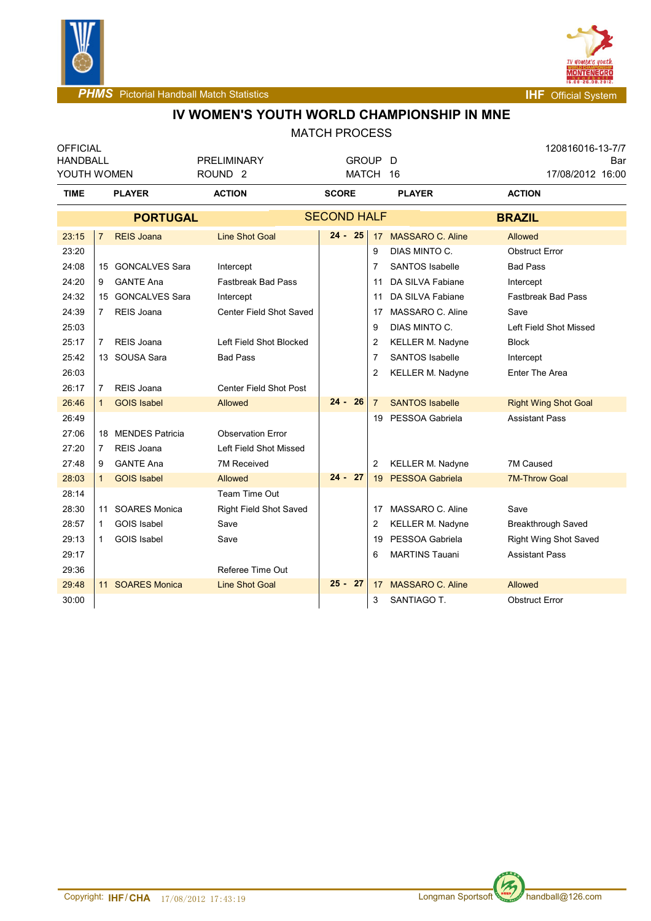PHMS Pictorial Handball Match Statistics — IHF Official System

# IV WOMEN'S YOUTH WORLD CHAMPIONSHIP IN MNE

MATCH PROCESS

| | | | |
|---|---|---|---|
| OFFICIAL | | | 120816016-13-7/7 |
| HANDBALL | PRELIMINARY | GROUP D | Bar |
| YOUTH WOMEN | ROUND 2 | MATCH 16 | 17/08/2012 16:00 |

**PORTUGAL — SECOND HALF — BRAZIL**

| TIME | | PLAYER | ACTION | SCORE | | PLAYER | ACTION |
|---|---|---|---|---|---|---|---|
| 23:15 | 7 | REIS Joana | Line Shot Goal | 24 - 25 | 17 | MASSARO C. Aline | Allowed |
| 23:20 | | | | | 9 | DIAS MINTO C. | Obstruct Error |
| 24:08 | 15 | GONCALVES Sara | Intercept | | 7 | SANTOS Isabelle | Bad Pass |
| 24:20 | 9 | GANTE Ana | Fastbreak Bad Pass | | 11 | DA SILVA Fabiane | Intercept |
| 24:32 | 15 | GONCALVES Sara | Intercept | | 11 | DA SILVA Fabiane | Fastbreak Bad Pass |
| 24:39 | 7 | REIS Joana | Center Field Shot Saved | | 17 | MASSARO C. Aline | Save |
| 25:03 | | | | | 9 | DIAS MINTO C. | Left Field Shot Missed |
| 25:17 | 7 | REIS Joana | Left Field Shot Blocked | | 2 | KELLER M. Nadyne | Block |
| 25:42 | 13 | SOUSA Sara | Bad Pass | | 7 | SANTOS Isabelle | Intercept |
| 26:03 | | | | | 2 | KELLER M. Nadyne | Enter The Area |
| 26:17 | 7 | REIS Joana | Center Field Shot Post | | | | |
| 26:46 | 1 | GOIS Isabel | Allowed | 24 - 26 | 7 | SANTOS Isabelle | Right Wing Shot Goal |
| 26:49 | | | | | 19 | PESSOA Gabriela | Assistant Pass |
| 27:06 | 18 | MENDES Patricia | Observation Error | | | | |
| 27:20 | 7 | REIS Joana | Left Field Shot Missed | | | | |
| 27:48 | 9 | GANTE Ana | 7M Received | | 2 | KELLER M. Nadyne | 7M Caused |
| 28:03 | 1 | GOIS Isabel | Allowed | 24 - 27 | 19 | PESSOA Gabriela | 7M-Throw Goal |
| 28:14 | | | Team Time Out | | | | |
| 28:30 | 11 | SOARES Monica | Right Field Shot Saved | | 17 | MASSARO C. Aline | Save |
| 28:57 | 1 | GOIS Isabel | Save | | 2 | KELLER M. Nadyne | Breakthrough Saved |
| 29:13 | 1 | GOIS Isabel | Save | | 19 | PESSOA Gabriela | Right Wing Shot Saved |
| 29:17 | | | | | 6 | MARTINS Tauani | Assistant Pass |
| 29:36 | | | Referee Time Out | | | | |
| 29:48 | 11 | SOARES Monica | Line Shot Goal | 25 - 27 | 17 | MASSARO C. Aline | Allowed |
| 30:00 | | | | | 3 | SANTIAGO T. | Obstruct Error |

Copyright: IHF/CHA 17/08/2012 17:43:19 — Longman Sportsoft handball@126.com